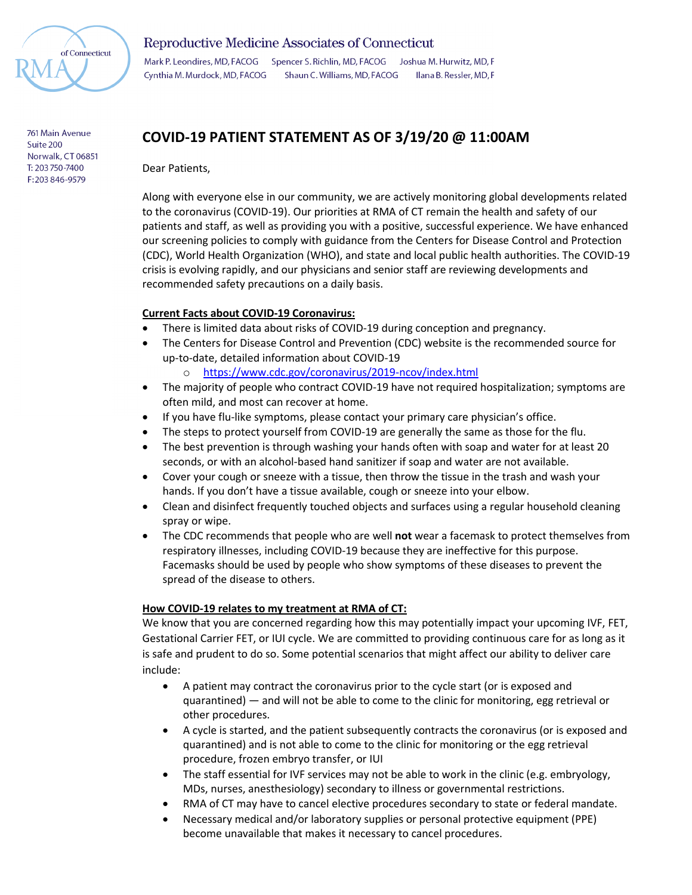Reproductive Medicine Associates of Connecticut

Mark P. Leondires, MD, FACOG Spencer S. Richlin, MD, FACOG Joshua M. Hurwitz, MD, F
Cynthia M. Murdock, MD, FACOG Shaun C. Williams, MD, FACOG Ilana B. Ressler, MD, F

761 Main Avenue
Suite 200
Norwalk, CT 06851
T: 203 750-7400
F: 203 846-9579

# COVID-19 PATIENT STATEMENT AS OF 3/19/20 @ 11:00AM

Dear Patients,

Along with everyone else in our community, we are actively monitoring global developments related to the coronavirus (COVID-19). Our priorities at RMA of CT remain the health and safety of our patients and staff, as well as providing you with a positive, successful experience. We have enhanced our screening policies to comply with guidance from the Centers for Disease Control and Protection (CDC), World Health Organization (WHO), and state and local public health authorities. The COVID-19 crisis is evolving rapidly, and our physicians and senior staff are reviewing developments and recommended safety precautions on a daily basis.

**Current Facts about COVID-19 Coronavirus:**

- There is limited data about risks of COVID-19 during conception and pregnancy.
- The Centers for Disease Control and Prevention (CDC) website is the recommended source for up-to-date, detailed information about COVID-19
  - https://www.cdc.gov/coronavirus/2019-ncov/index.html
- The majority of people who contract COVID-19 have not required hospitalization; symptoms are often mild, and most can recover at home.
- If you have flu-like symptoms, please contact your primary care physician's office.
- The steps to protect yourself from COVID-19 are generally the same as those for the flu.
- The best prevention is through washing your hands often with soap and water for at least 20 seconds, or with an alcohol-based hand sanitizer if soap and water are not available.
- Cover your cough or sneeze with a tissue, then throw the tissue in the trash and wash your hands. If you don't have a tissue available, cough or sneeze into your elbow.
- Clean and disinfect frequently touched objects and surfaces using a regular household cleaning spray or wipe.
- The CDC recommends that people who are well **not** wear a facemask to protect themselves from respiratory illnesses, including COVID-19 because they are ineffective for this purpose. Facemasks should be used by people who show symptoms of these diseases to prevent the spread of the disease to others.

**How COVID-19 relates to my treatment at RMA of CT:**

We know that you are concerned regarding how this may potentially impact your upcoming IVF, FET, Gestational Carrier FET, or IUI cycle. We are committed to providing continuous care for as long as it is safe and prudent to do so. Some potential scenarios that might affect our ability to deliver care include:

- A patient may contract the coronavirus prior to the cycle start (or is exposed and quarantined) — and will not be able to come to the clinic for monitoring, egg retrieval or other procedures.
- A cycle is started, and the patient subsequently contracts the coronavirus (or is exposed and quarantined) and is not able to come to the clinic for monitoring or the egg retrieval procedure, frozen embryo transfer, or IUI
- The staff essential for IVF services may not be able to work in the clinic (e.g. embryology, MDs, nurses, anesthesiology) secondary to illness or governmental restrictions.
- RMA of CT may have to cancel elective procedures secondary to state or federal mandate.
- Necessary medical and/or laboratory supplies or personal protective equipment (PPE) become unavailable that makes it necessary to cancel procedures.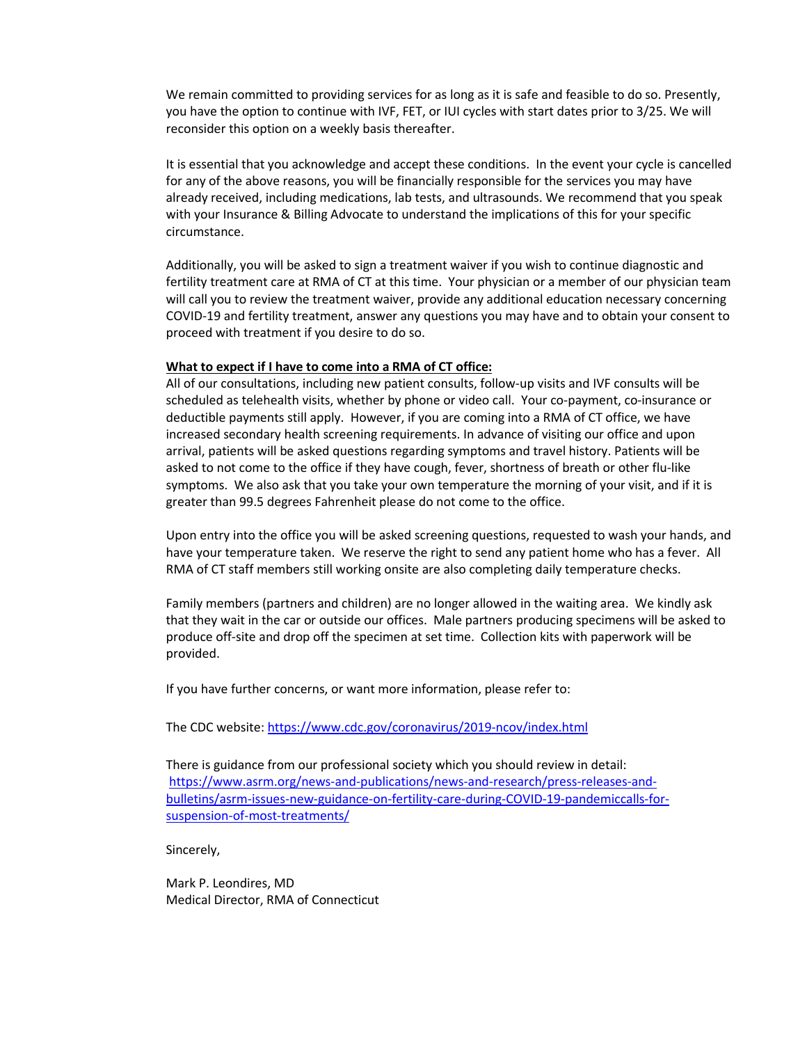We remain committed to providing services for as long as it is safe and feasible to do so. Presently, you have the option to continue with IVF, FET, or IUI cycles with start dates prior to 3/25. We will reconsider this option on a weekly basis thereafter.

It is essential that you acknowledge and accept these conditions. In the event your cycle is cancelled for any of the above reasons, you will be financially responsible for the services you may have already received, including medications, lab tests, and ultrasounds. We recommend that you speak with your Insurance & Billing Advocate to understand the implications of this for your specific circumstance.

Additionally, you will be asked to sign a treatment waiver if you wish to continue diagnostic and fertility treatment care at RMA of CT at this time. Your physician or a member of our physician team will call you to review the treatment waiver, provide any additional education necessary concerning COVID-19 and fertility treatment, answer any questions you may have and to obtain your consent to proceed with treatment if you desire to do so.

**What to expect if I have to come into a RMA of CT office:**

All of our consultations, including new patient consults, follow-up visits and IVF consults will be scheduled as telehealth visits, whether by phone or video call. Your co-payment, co-insurance or deductible payments still apply. However, if you are coming into a RMA of CT office, we have increased secondary health screening requirements. In advance of visiting our office and upon arrival, patients will be asked questions regarding symptoms and travel history. Patients will be asked to not come to the office if they have cough, fever, shortness of breath or other flu-like symptoms. We also ask that you take your own temperature the morning of your visit, and if it is greater than 99.5 degrees Fahrenheit please do not come to the office.

Upon entry into the office you will be asked screening questions, requested to wash your hands, and have your temperature taken. We reserve the right to send any patient home who has a fever. All RMA of CT staff members still working onsite are also completing daily temperature checks.

Family members (partners and children) are no longer allowed in the waiting area. We kindly ask that they wait in the car or outside our offices. Male partners producing specimens will be asked to produce off-site and drop off the specimen at set time. Collection kits with paperwork will be provided.

If you have further concerns, or want more information, please refer to:

The CDC website: https://www.cdc.gov/coronavirus/2019-ncov/index.html

There is guidance from our professional society which you should review in detail:
https://www.asrm.org/news-and-publications/news-and-research/press-releases-and-bulletins/asrm-issues-new-guidance-on-fertility-care-during-COVID-19-pandemiccalls-for-suspension-of-most-treatments/

Sincerely,

Mark P. Leondires, MD
Medical Director, RMA of Connecticut